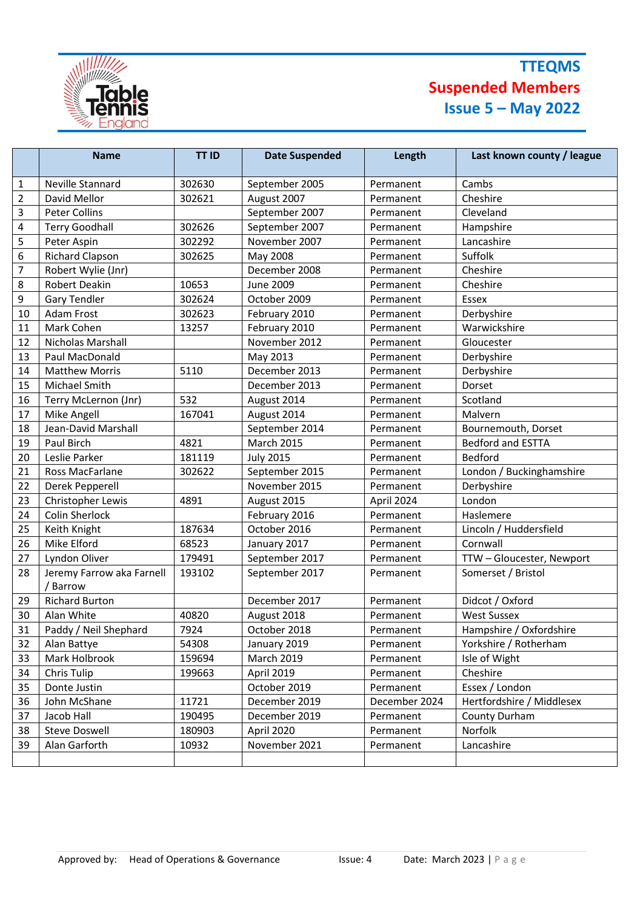# TTEQMS

## Suspended Members

### Issue 5 – May 2022

| | Name | TT ID | Date Suspended | Length | Last known county / league |
|---|---|---|---|---|---|
| 1 | Neville Stannard | 302630 | September 2005 | Permanent | Cambs |
| 2 | David Mellor | 302621 | August 2007 | Permanent | Cheshire |
| 3 | Peter Collins | | September 2007 | Permanent | Cleveland |
| 4 | Terry Goodhall | 302626 | September 2007 | Permanent | Hampshire |
| 5 | Peter Aspin | 302292 | November 2007 | Permanent | Lancashire |
| 6 | Richard Clapson | 302625 | May 2008 | Permanent | Suffolk |
| 7 | Robert Wylie (Jnr) | | December 2008 | Permanent | Cheshire |
| 8 | Robert Deakin | 10653 | June 2009 | Permanent | Cheshire |
| 9 | Gary Tendler | 302624 | October 2009 | Permanent | Essex |
| 10 | Adam Frost | 302623 | February 2010 | Permanent | Derbyshire |
| 11 | Mark Cohen | 13257 | February 2010 | Permanent | Warwickshire |
| 12 | Nicholas Marshall | | November 2012 | Permanent | Gloucester |
| 13 | Paul MacDonald | | May 2013 | Permanent | Derbyshire |
| 14 | Matthew Morris | 5110 | December 2013 | Permanent | Derbyshire |
| 15 | Michael Smith | | December 2013 | Permanent | Dorset |
| 16 | Terry McLernon (Jnr) | 532 | August 2014 | Permanent | Scotland |
| 17 | Mike Angell | 167041 | August 2014 | Permanent | Malvern |
| 18 | Jean-David Marshall | | September 2014 | Permanent | Bournemouth, Dorset |
| 19 | Paul Birch | 4821 | March 2015 | Permanent | Bedford and ESTTA |
| 20 | Leslie Parker | 181119 | July 2015 | Permanent | Bedford |
| 21 | Ross MacFarlane | 302622 | September 2015 | Permanent | London / Buckinghamshire |
| 22 | Derek Pepperell | | November 2015 | Permanent | Derbyshire |
| 23 | Christopher Lewis | 4891 | August 2015 | April 2024 | London |
| 24 | Colin Sherlock | | February 2016 | Permanent | Haslemere |
| 25 | Keith Knight | 187634 | October 2016 | Permanent | Lincoln / Huddersfield |
| 26 | Mike Elford | 68523 | January 2017 | Permanent | Cornwall |
| 27 | Lyndon Oliver | 179491 | September 2017 | Permanent | TTW – Gloucester, Newport |
| 28 | Jeremy Farrow aka Farnell / Barrow | 193102 | September 2017 | Permanent | Somerset / Bristol |
| 29 | Richard Burton | | December 2017 | Permanent | Didcot / Oxford |
| 30 | Alan White | 40820 | August 2018 | Permanent | West Sussex |
| 31 | Paddy / Neil Shephard | 7924 | October 2018 | Permanent | Hampshire / Oxfordshire |
| 32 | Alan Battye | 54308 | January 2019 | Permanent | Yorkshire / Rotherham |
| 33 | Mark Holbrook | 159694 | March 2019 | Permanent | Isle of Wight |
| 34 | Chris Tulip | 199663 | April 2019 | Permanent | Cheshire |
| 35 | Donte Justin | | October 2019 | Permanent | Essex / London |
| 36 | John McShane | 11721 | December 2019 | December 2024 | Hertfordshire / Middlesex |
| 37 | Jacob Hall | 190495 | December 2019 | Permanent | County Durham |
| 38 | Steve Doswell | 180903 | April 2020 | Permanent | Norfolk |
| 39 | Alan Garforth | 10932 | November 2021 | Permanent | Lancashire |
| | | | | | |

Approved by: Head of Operations & Governance Issue: 4 Date: March 2023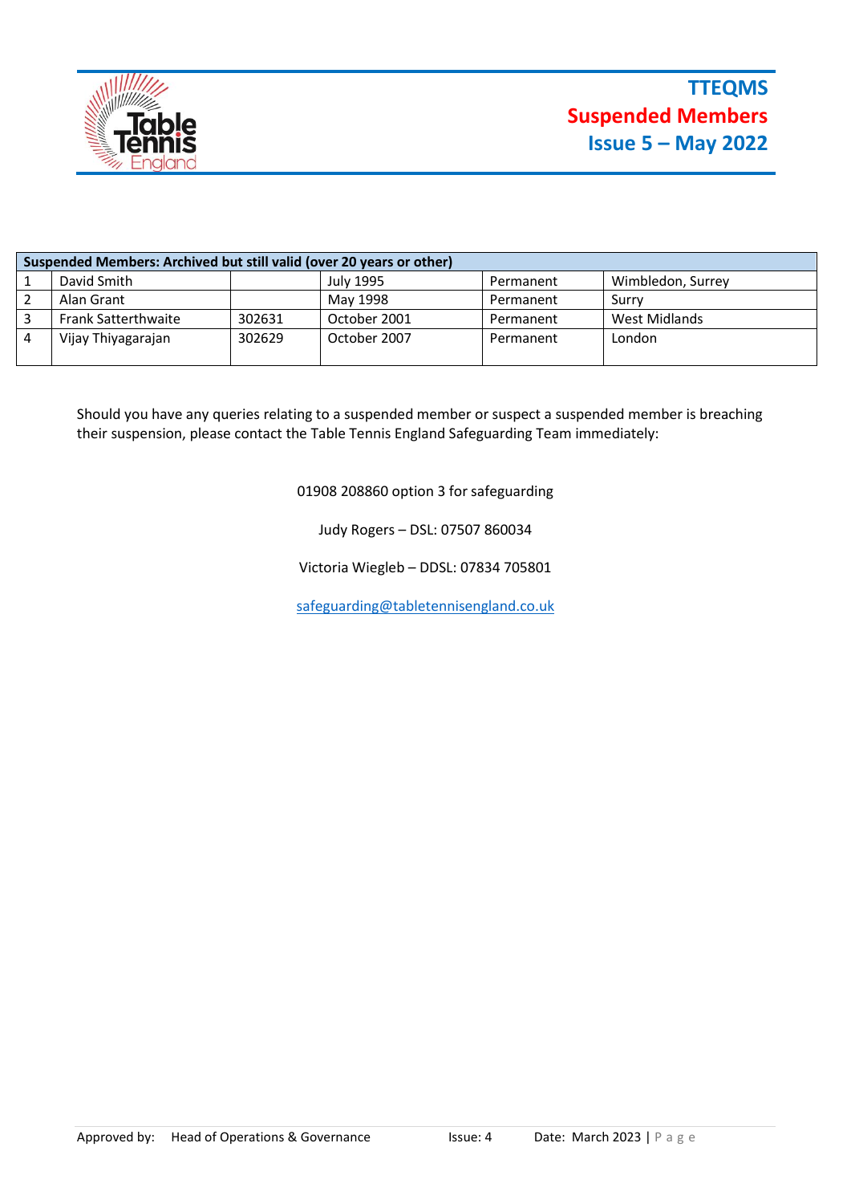| Suspended Members: Archived but still valid (over 20 years or other) | | | | | |
|---|---|---|---|---|---|
| 1 | David Smith | | July 1995 | Permanent | Wimbledon, Surrey |
| 2 | Alan Grant | | May 1998 | Permanent | Surry |
| 3 | Frank Satterthwaite | 302631 | October 2001 | Permanent | West Midlands |
| 4 | Vijay Thiyagarajan | 302629 | October 2007 | Permanent | London |

Should you have any queries relating to a suspended member or suspect a suspended member is breaching their suspension, please contact the Table Tennis England Safeguarding Team immediately:

01908 208860 option 3 for safeguarding

Judy Rogers – DSL: 07507 860034

Victoria Wiegleb – DDSL: 07834 705801

safeguarding@tabletennisengland.co.uk